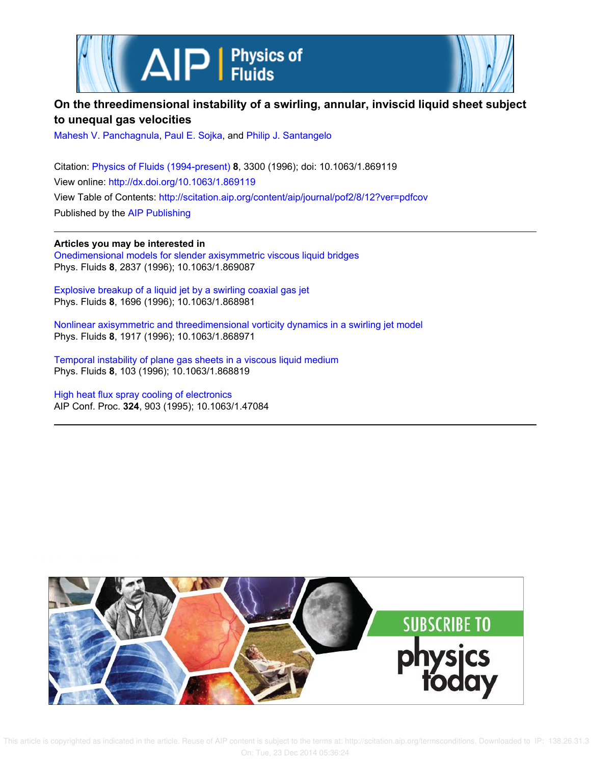# On the threedimensional instability of a swirling, annular, inviscid liquid sheet subject to unequal gas velocities

Mahesh V. Panchagnula, Paul E. Sojka, and Philip J. Santangelo

Citation: Physics of Fluids (1994-present) **8**, 3300 (1996); doi: 10.1063/1.869119
View online: http://dx.doi.org/10.1063/1.869119
View Table of Contents: http://scitation.aip.org/content/aip/journal/pof2/8/12?ver=pdfcov
Published by the AIP Publishing

**Articles you may be interested in**

Onedimensional models for slender axisymmetric viscous liquid bridges
Phys. Fluids **8**, 2837 (1996); 10.1063/1.869087

Explosive breakup of a liquid jet by a swirling coaxial gas jet
Phys. Fluids **8**, 1696 (1996); 10.1063/1.868981

Nonlinear axisymmetric and threedimensional vorticity dynamics in a swirling jet model
Phys. Fluids **8**, 1917 (1996); 10.1063/1.868971

Temporal instability of plane gas sheets in a viscous liquid medium
Phys. Fluids **8**, 103 (1996); 10.1063/1.868819

High heat flux spray cooling of electronics
AIP Conf. Proc. **324**, 903 (1995); 10.1063/1.47084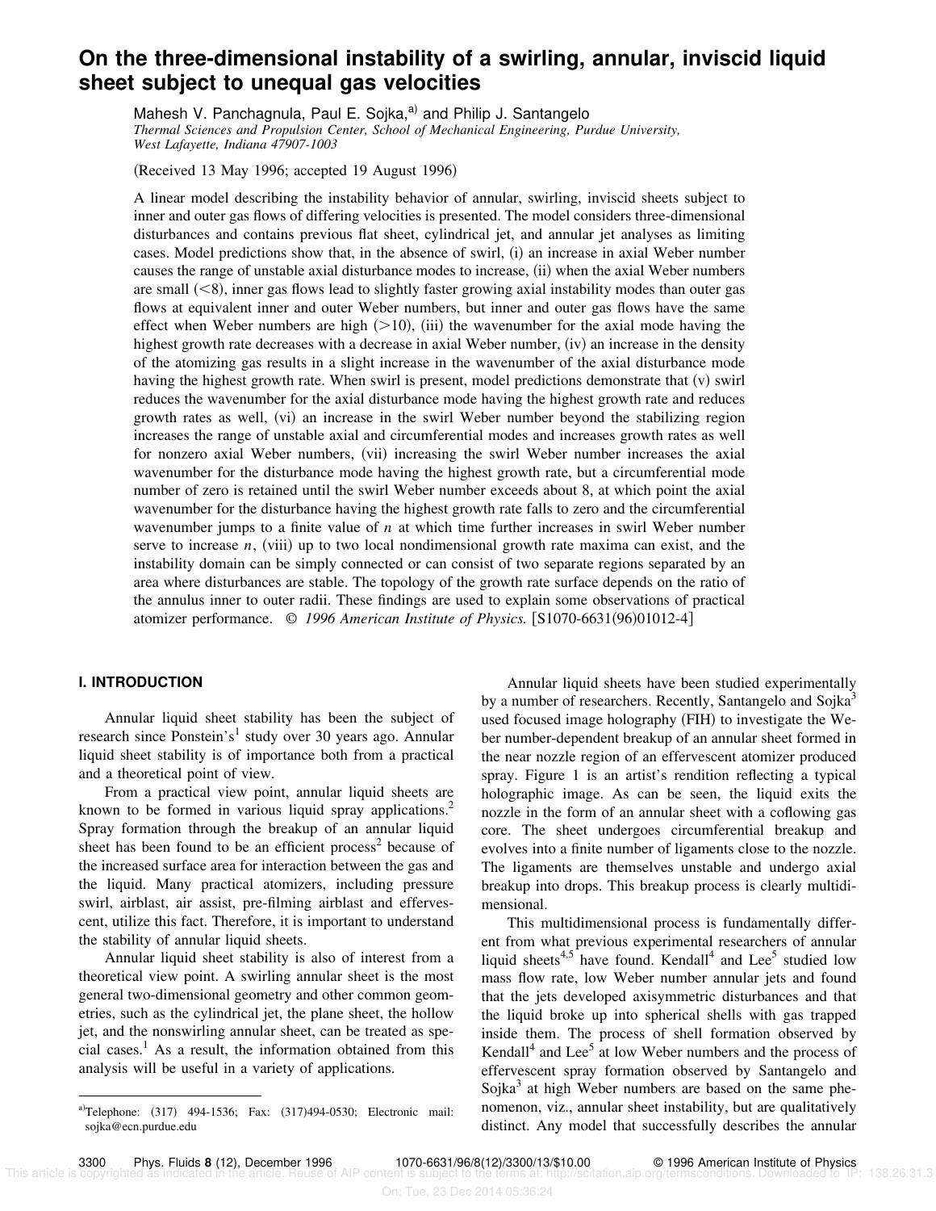# On the three-dimensional instability of a swirling, annular, inviscid liquid sheet subject to unequal gas velocities

Mahesh V. Panchagnula, Paul E. Sojka,[a] and Philip J. Santangelo

*Thermal Sciences and Propulsion Center, School of Mechanical Engineering, Purdue University, West Lafayette, Indiana 47907-1003*

(Received 13 May 1996; accepted 19 August 1996)

A linear model describing the instability behavior of annular, swirling, inviscid sheets subject to inner and outer gas flows of differing velocities is presented. The model considers three-dimensional disturbances and contains previous flat sheet, cylindrical jet, and annular jet analyses as limiting cases. Model predictions show that, in the absence of swirl, (i) an increase in axial Weber number causes the range of unstable axial disturbance modes to increase, (ii) when the axial Weber numbers are small ($<8$), inner gas flows lead to slightly faster growing axial instability modes than outer gas flows at equivalent inner and outer Weber numbers, but inner and outer gas flows have the same effect when Weber numbers are high ($>10$), (iii) the wavenumber for the axial mode having the highest growth rate decreases with a decrease in axial Weber number, (iv) an increase in the density of the atomizing gas results in a slight increase in the wavenumber of the axial disturbance mode having the highest growth rate. When swirl is present, model predictions demonstrate that (v) swirl reduces the wavenumber for the axial disturbance mode having the highest growth rate and reduces growth rates as well, (vi) an increase in the swirl Weber number beyond the stabilizing region increases the range of unstable axial and circumferential modes and increases growth rates as well for nonzero axial Weber numbers, (vii) increasing the swirl Weber number increases the axial wavenumber for the disturbance mode having the highest growth rate, but a circumferential mode number of zero is retained until the swirl Weber number exceeds about 8, at which point the axial wavenumber for the disturbance having the highest growth rate falls to zero and the circumferential wavenumber jumps to a finite value of $n$ at which time further increases in swirl Weber number serve to increase $n$, (viii) up to two local nondimensional growth rate maxima can exist, and the instability domain can be simply connected or can consist of two separate regions separated by an area where disturbances are stable. The topology of the growth rate surface depends on the ratio of the annulus inner to outer radii. These findings are used to explain some observations of practical atomizer performance. © *1996 American Institute of Physics.* [S1070-6631(96)01012-4]

## I. INTRODUCTION

Annular liquid sheet stability has been the subject of research since Ponstein's[1] study over 30 years ago. Annular liquid sheet stability is of importance both from a practical and a theoretical point of view.

From a practical view point, annular liquid sheets are known to be formed in various liquid spray applications.[2] Spray formation through the breakup of an annular liquid sheet has been found to be an efficient process[2] because of the increased surface area for interaction between the gas and the liquid. Many practical atomizers, including pressure swirl, airblast, air assist, pre-filming airblast and effervescent, utilize this fact. Therefore, it is important to understand the stability of annular liquid sheets.

Annular liquid sheet stability is also of interest from a theoretical view point. A swirling annular sheet is the most general two-dimensional geometry and other common geometries, such as the cylindrical jet, the plane sheet, the hollow jet, and the nonswirling annular sheet, can be treated as special cases.[1] As a result, the information obtained from this analysis will be useful in a variety of applications.

Annular liquid sheets have been studied experimentally by a number of researchers. Recently, Santangelo and Sojka[3] used focused image holography (FIH) to investigate the Weber number-dependent breakup of an annular sheet formed in the near nozzle region of an effervescent atomizer produced spray. Figure 1 is an artist's rendition reflecting a typical holographic image. As can be seen, the liquid exits the nozzle in the form of an annular sheet with a coflowing gas core. The sheet undergoes circumferential breakup and evolves into a finite number of ligaments close to the nozzle. The ligaments are themselves unstable and undergo axial breakup into drops. This breakup process is clearly multidimensional.

This multidimensional process is fundamentally different from what previous experimental researchers of annular liquid sheets[4,5] have found. Kendall[4] and Lee[5] studied low mass flow rate, low Weber number annular jets and found that the jets developed axisymmetric disturbances and that the liquid broke up into spherical shells with gas trapped inside them. The process of shell formation observed by Kendall[4] and Lee[5] at low Weber numbers and the process of effervescent spray formation observed by Santangelo and Sojka[3] at high Weber numbers are based on the same phenomenon, viz., annular sheet instability, but are qualitatively distinct. Any model that successfully describes the annular

[a]Telephone: (317) 494-1536; Fax: (317)494-0530; Electronic mail: sojka@ecn.purdue.edu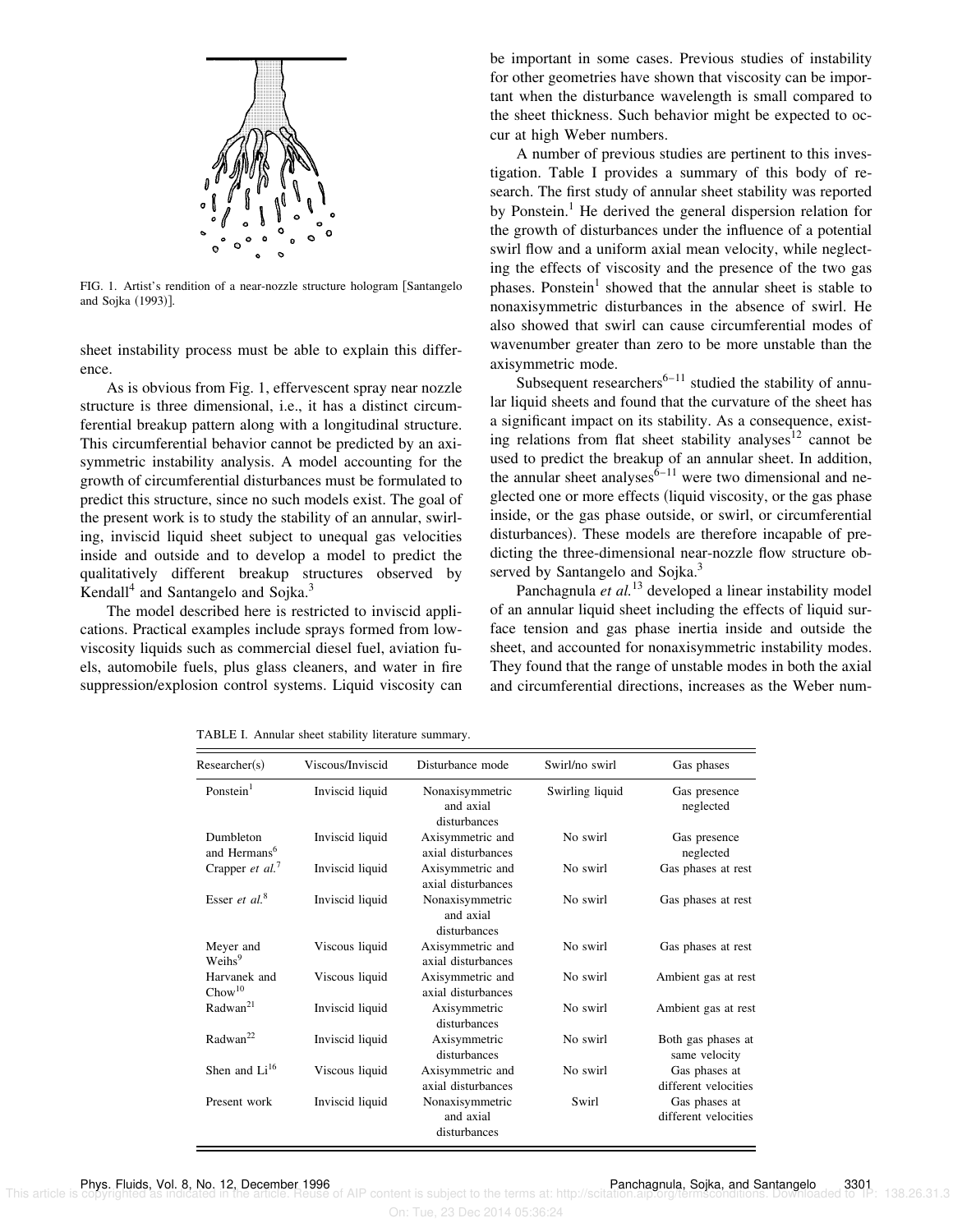FIG. 1. Artist's rendition of a near-nozzle structure hologram [Santangelo and Sojka (1993)].

sheet instability process must be able to explain this difference.

As is obvious from Fig. 1, effervescent spray near nozzle structure is three dimensional, i.e., it has a distinct circumferential breakup pattern along with a longitudinal structure. This circumferential behavior cannot be predicted by an axisymmetric instability analysis. A model accounting for the growth of circumferential disturbances must be formulated to predict this structure, since no such models exist. The goal of the present work is to study the stability of an annular, swirling, inviscid liquid sheet subject to unequal gas velocities inside and outside and to develop a model to predict the qualitatively different breakup structures observed by Kendall[4] and Santangelo and Sojka.[3]

The model described here is restricted to inviscid applications. Practical examples include sprays formed from low-viscosity liquids such as commercial diesel fuel, aviation fuels, automobile fuels, plus glass cleaners, and water in fire suppression/explosion control systems. Liquid viscosity can be important in some cases. Previous studies of instability for other geometries have shown that viscosity can be important when the disturbance wavelength is small compared to the sheet thickness. Such behavior might be expected to occur at high Weber numbers.

A number of previous studies are pertinent to this investigation. Table I provides a summary of this body of research. The first study of annular sheet stability was reported by Ponstein.[1] He derived the general dispersion relation for the growth of disturbances under the influence of a potential swirl flow and a uniform axial mean velocity, while neglecting the effects of viscosity and the presence of the two gas phases. Ponstein[1] showed that the annular sheet is stable to nonaxisymmetric disturbances in the absence of swirl. He also showed that swirl can cause circumferential modes of wavenumber greater than zero to be more unstable than the axisymmetric mode.

Subsequent researchers[6–11] studied the stability of annular liquid sheets and found that the curvature of the sheet has a significant impact on its stability. As a consequence, existing relations from flat sheet stability analyses[12] cannot be used to predict the breakup of an annular sheet. In addition, the annular sheet analyses[6–11] were two dimensional and neglected one or more effects (liquid viscosity, or the gas phase inside, or the gas phase outside, or swirl, or circumferential disturbances). These models are therefore incapable of predicting the three-dimensional near-nozzle flow structure observed by Santangelo and Sojka.[3]

Panchagnula *et al.*[13] developed a linear instability model of an annular liquid sheet including the effects of liquid surface tension and gas phase inertia inside and outside the sheet, and accounted for nonaxisymmetric instability modes. They found that the range of unstable modes in both the axial and circumferential directions, increases as the Weber num-

TABLE I. Annular sheet stability literature summary.

| Researcher(s) | Viscous/Inviscid | Disturbance mode | Swirl/no swirl | Gas phases |
|---|---|---|---|---|
| Ponstein[1] | Inviscid liquid | Nonaxisymmetric and axial disturbances | Swirling liquid | Gas presence neglected |
| Dumbleton and Hermans[6] | Inviscid liquid | Axisymmetric and axial disturbances | No swirl | Gas presence neglected |
| Crapper *et al.*[7] | Inviscid liquid | Axisymmetric and axial disturbances | No swirl | Gas phases at rest |
| Esser *et al.*[8] | Inviscid liquid | Nonaxisymmetric and axial disturbances | No swirl | Gas phases at rest |
| Meyer and Weihs[9] | Viscous liquid | Axisymmetric and axial disturbances | No swirl | Gas phases at rest |
| Harvanek and Chow[10] | Viscous liquid | Axisymmetric and axial disturbances | No swirl | Ambient gas at rest |
| Radwan[21] | Inviscid liquid | Axisymmetric disturbances | No swirl | Ambient gas at rest |
| Radwan[22] | Inviscid liquid | Axisymmetric disturbances | No swirl | Both gas phases at same velocity |
| Shen and Li[16] | Viscous liquid | Axisymmetric and axial disturbances | No swirl | Gas phases at different velocities |
| Present work | Inviscid liquid | Nonaxisymmetric and axial disturbances | Swirl | Gas phases at different velocities |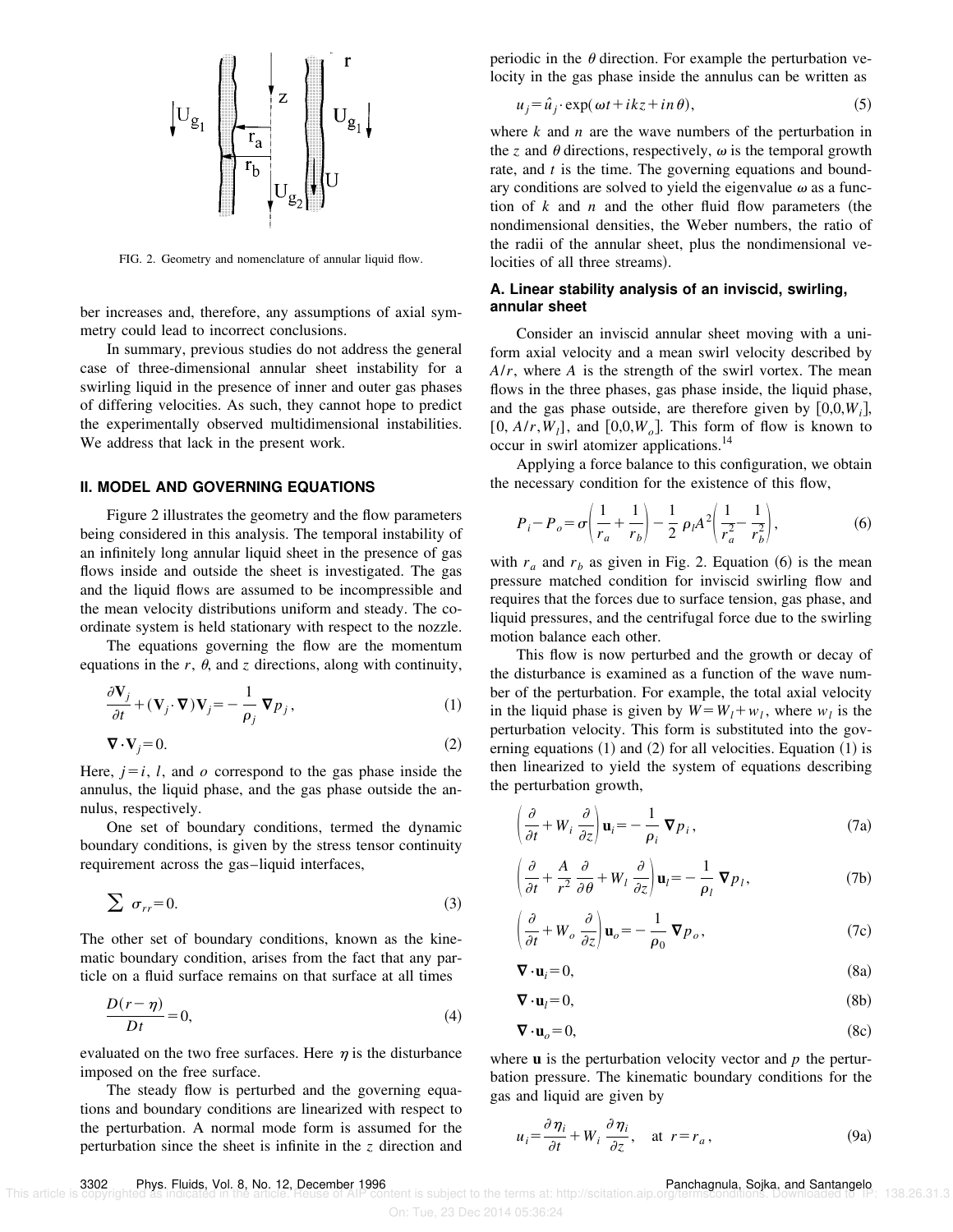FIG. 2. Geometry and nomenclature of annular liquid flow.

ber increases and, therefore, any assumptions of axial symmetry could lead to incorrect conclusions.

In summary, previous studies do not address the general case of three-dimensional annular sheet instability for a swirling liquid in the presence of inner and outer gas phases of differing velocities. As such, they cannot hope to predict the experimentally observed multidimensional instabilities. We address that lack in the present work.

## II. MODEL AND GOVERNING EQUATIONS

Figure 2 illustrates the geometry and the flow parameters being considered in this analysis. The temporal instability of an infinitely long annular liquid sheet in the presence of gas flows inside and outside the sheet is investigated. The gas and the liquid flows are assumed to be incompressible and the mean velocity distributions uniform and steady. The coordinate system is held stationary with respect to the nozzle.

The equations governing the flow are the momentum equations in the $r$, $\theta$, and $z$ directions, along with continuity,

$$\frac{\partial \mathbf{V}_j}{\partial t} + (\mathbf{V}_j \cdot \nabla)\mathbf{V}_j = -\frac{1}{\rho_j}\nabla p_j, \tag{1}$$

$$\nabla \cdot \mathbf{V}_j = 0. \tag{2}$$

Here, $j = i$, $l$, and $o$ correspond to the gas phase inside the annulus, the liquid phase, and the gas phase outside the annulus, respectively.

One set of boundary conditions, termed the dynamic boundary conditions, is given by the stress tensor continuity requirement across the gas–liquid interfaces,

$$\sum \sigma_{rr} = 0. \tag{3}$$

The other set of boundary conditions, known as the kinematic boundary condition, arises from the fact that any particle on a fluid surface remains on that surface at all times

$$\frac{D(r-\eta)}{Dt} = 0, \tag{4}$$

evaluated on the two free surfaces. Here $\eta$ is the disturbance imposed on the free surface.

The steady flow is perturbed and the governing equations and boundary conditions are linearized with respect to the perturbation. A normal mode form is assumed for the perturbation since the sheet is infinite in the $z$ direction and periodic in the $\theta$ direction. For example the perturbation velocity in the gas phase inside the annulus can be written as

$$u_j = \hat{u}_j \cdot \exp(\omega t + ikz + in\theta), \tag{5}$$

where $k$ and $n$ are the wave numbers of the perturbation in the $z$ and $\theta$ directions, respectively, $\omega$ is the temporal growth rate, and $t$ is the time. The governing equations and boundary conditions are solved to yield the eigenvalue $\omega$ as a function of $k$ and $n$ and the other fluid flow parameters (the nondimensional densities, the Weber numbers, the ratio of the radii of the annular sheet, plus the nondimensional velocities of all three streams).

### A. Linear stability analysis of an inviscid, swirling, annular sheet

Consider an inviscid annular sheet moving with a uniform axial velocity and a mean swirl velocity described by $A/r$, where $A$ is the strength of the swirl vortex. The mean flows in the three phases, gas phase inside, the liquid phase, and the gas phase outside, are therefore given by $[0,0,W_i]$, $[0, A/r, W_l]$, and $[0,0,W_o]$. This form of flow is known to occur in swirl atomizer applications.[14]

Applying a force balance to this configuration, we obtain the necessary condition for the existence of this flow,

$$P_i - P_o = \sigma\left(\frac{1}{r_a} + \frac{1}{r_b}\right) - \frac{1}{2}\rho_l A^2\left(\frac{1}{r_a^2} - \frac{1}{r_b^2}\right), \tag{6}$$

with $r_a$ and $r_b$ as given in Fig. 2. Equation (6) is the mean pressure matched condition for inviscid swirling flow and requires that the forces due to surface tension, gas phase, and liquid pressures, and the centrifugal force due to the swirling motion balance each other.

This flow is now perturbed and the growth or decay of the disturbance is examined as a function of the wave number of the perturbation. For example, the total axial velocity in the liquid phase is given by $W = W_l + w_l$, where $w_l$ is the perturbation velocity. This form is substituted into the governing equations (1) and (2) for all velocities. Equation (1) is then linearized to yield the system of equations describing the perturbation growth,

$$\left(\frac{\partial}{\partial t} + W_i \frac{\partial}{\partial z}\right)\mathbf{u}_i = -\frac{1}{\rho_i}\nabla p_i, \tag{7a}$$

$$\left(\frac{\partial}{\partial t} + \frac{A}{r^2}\frac{\partial}{\partial \theta} + W_l \frac{\partial}{\partial z}\right)\mathbf{u}_l = -\frac{1}{\rho_l}\nabla p_l, \tag{7b}$$

$$\left(\frac{\partial}{\partial t} + W_o \frac{\partial}{\partial z}\right)\mathbf{u}_o = -\frac{1}{\rho_0}\nabla p_o, \tag{7c}$$

$$\nabla \cdot \mathbf{u}_i = 0, \tag{8a}$$

$$\nabla \cdot \mathbf{u}_l = 0, \tag{8b}$$

$$\nabla \cdot \mathbf{u}_o = 0, \tag{8c}$$

where $\mathbf{u}$ is the perturbation velocity vector and $p$ the perturbation pressure. The kinematic boundary conditions for the gas and liquid are given by

$$u_i = \frac{\partial \eta_i}{\partial t} + W_i \frac{\partial \eta_i}{\partial z}, \quad \text{at } r = r_a, \tag{9a}$$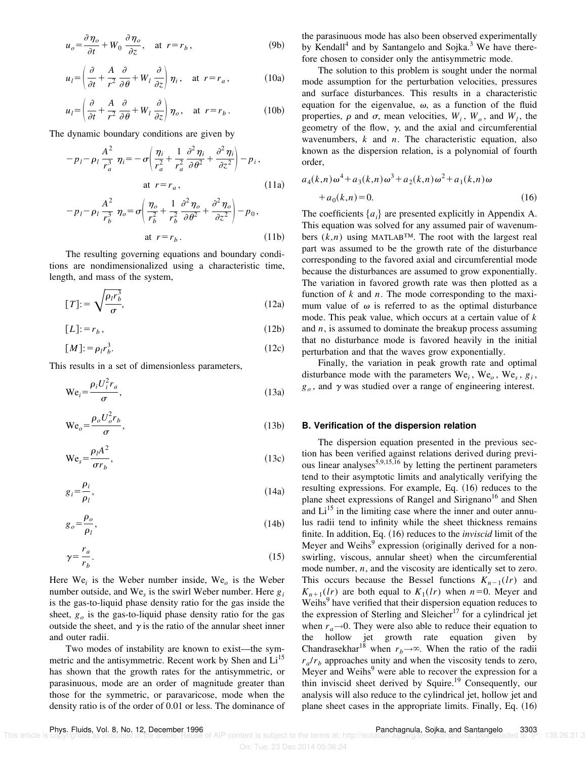$$u_o = \frac{\partial \eta_o}{\partial t} + W_0 \frac{\partial \eta_o}{\partial z}, \quad \text{at } r = r_b, \tag{9b}$$

$$u_l = \left( \frac{\partial}{\partial t} + \frac{A}{r^2} \frac{\partial}{\partial \theta} + W_l \frac{\partial}{\partial z} \right) \eta_i, \quad \text{at } r = r_a, \tag{10a}$$

$$u_l = \left( \frac{\partial}{\partial t} + \frac{A}{r^2} \frac{\partial}{\partial \theta} + W_l \frac{\partial}{\partial z} \right) \eta_o, \quad \text{at } r = r_b. \tag{10b}$$

The dynamic boundary conditions are given by

$$-p_l - \rho_l \frac{A^2}{r_a^3} \eta_i = -\sigma \left( \frac{\eta_i}{r_a^2} + \frac{1}{r_a^2} \frac{\partial^2 \eta_i}{\partial \theta^2} + \frac{\partial^2 \eta_i}{\partial z^2} \right) - p_i, \quad \text{at } r = r_a, \tag{11a}$$

$$-p_l - \rho_l \frac{A^2}{r_b^3} \eta_o = \sigma \left( \frac{\eta_o}{r_b^2} + \frac{1}{r_b^2} \frac{\partial^2 \eta_o}{\partial \theta^2} + \frac{\partial^2 \eta_o}{\partial z^2} \right) - p_0, \quad \text{at } r = r_b. \tag{11b}$$

The resulting governing equations and boundary conditions are nondimensionalized using a characteristic time, length, and mass of the system,

$$[T] := \sqrt{\frac{\rho_l r_b^3}{\sigma}}, \tag{12a}$$

$$[L] := r_b, \tag{12b}$$

$$[M] := \rho_l r_b^3. \tag{12c}$$

This results in a set of dimensionless parameters,

$$\text{We}_i = \frac{\rho_i U_i^2 r_a}{\sigma}, \tag{13a}$$

$$\text{We}_o = \frac{\rho_o U_o^2 r_b}{\sigma}, \tag{13b}$$

$$\text{We}_s = \frac{\rho_l A^2}{\sigma r_b}, \tag{13c}$$

$$g_i = \frac{\rho_i}{\rho_l}, \tag{14a}$$

$$g_o = \frac{\rho_o}{\rho_l}, \tag{14b}$$

$$\gamma = \frac{r_a}{r_b}. \tag{15}$$

Here $\text{We}_i$ is the Weber number inside, $\text{We}_o$ is the Weber number outside, and $\text{We}_s$ is the swirl Weber number. Here $g_i$ is the gas-to-liquid phase density ratio for the gas inside the sheet, $g_o$ is the gas-to-liquid phase density ratio for the gas outside the sheet, and $\gamma$ is the ratio of the annular sheet inner and outer radii.

Two modes of instability are known to exist—the symmetric and the antisymmetric. Recent work by Shen and Li[15] has shown that the growth rates for the antisymmetric, or parasinuous, mode are an order of magnitude greater than those for the symmetric, or paravaricose, mode when the density ratio is of the order of 0.01 or less. The dominance of the parasinuous mode has also been observed experimentally by Kendall[4] and by Santangelo and Sojka.[3] We have therefore chosen to consider only the antisymmetric mode.

The solution to this problem is sought under the normal mode assumption for the perturbation velocities, pressures and surface disturbances. This results in a characteristic equation for the eigenvalue, $\omega$, as a function of the fluid properties, $\rho$ and $\sigma$, mean velocities, $W_i$, $W_o$, and $W_l$, the geometry of the flow, $\gamma$, and the axial and circumferential wavenumbers, $k$ and $n$. The characteristic equation, also known as the dispersion relation, is a polynomial of fourth order,

$$a_4(k,n)\omega^4 + a_3(k,n)\omega^3 + a_2(k,n)\omega^2 + a_1(k,n)\omega + a_0(k,n) = 0. \tag{16}$$

The coefficients $\{a_i\}$ are presented explicitly in Appendix A. This equation was solved for any assumed pair of wavenumbers $(k,n)$ using MATLAB™. The root with the largest real part was assumed to be the growth rate of the disturbance corresponding to the favored axial and circumferential mode because the disturbances are assumed to grow exponentially. The variation in favored growth rate was then plotted as a function of $k$ and $n$. The mode corresponding to the maximum value of $\omega$ is referred to as the optimal disturbance mode. This peak value, which occurs at a certain value of $k$ and $n$, is assumed to dominate the breakup process assuming that no disturbance mode is favored heavily in the initial perturbation and that the waves grow exponentially.

Finally, the variation in peak growth rate and optimal disturbance mode with the parameters $\text{We}_i$, $\text{We}_o$, $\text{We}_s$, $g_i$, $g_o$, and $\gamma$ was studied over a range of engineering interest.

### B. Verification of the dispersion relation

The dispersion equation presented in the previous section has been verified against relations derived during previous linear analyses[5,9,15,16] by letting the pertinent parameters tend to their asymptotic limits and analytically verifying the resulting expressions. For example, Eq. (16) reduces to the plane sheet expressions of Rangel and Sirignano[16] and Shen and Li[15] in the limiting case where the inner and outer annulus radii tend to infinity while the sheet thickness remains finite. In addition, Eq. (16) reduces to the *inviscid* limit of the Meyer and Weihs[9] expression (originally derived for a nonswirling, viscous, annular sheet) when the circumferential mode number, $n$, and the viscosity are identically set to zero. This occurs because the Bessel functions $K_{n-1}(lr)$ and $K_{n+1}(lr)$ are both equal to $K_1(lr)$ when $n=0$. Meyer and Weihs[9] have verified that their dispersion equation reduces to the expression of Sterling and Sleicher[17] for a cylindrical jet when $r_a \to 0$. They were also able to reduce their equation to the hollow jet growth rate equation given by Chandrasekhar[18] when $r_b \to \infty$. When the ratio of the radii $r_a/r_b$ approaches unity and when the viscosity tends to zero, Meyer and Weihs[9] were able to recover the expression for a thin inviscid sheet derived by Squire.[19] Consequently, our analysis will also reduce to the cylindrical jet, hollow jet and plane sheet cases in the appropriate limits. Finally, Eq. (16)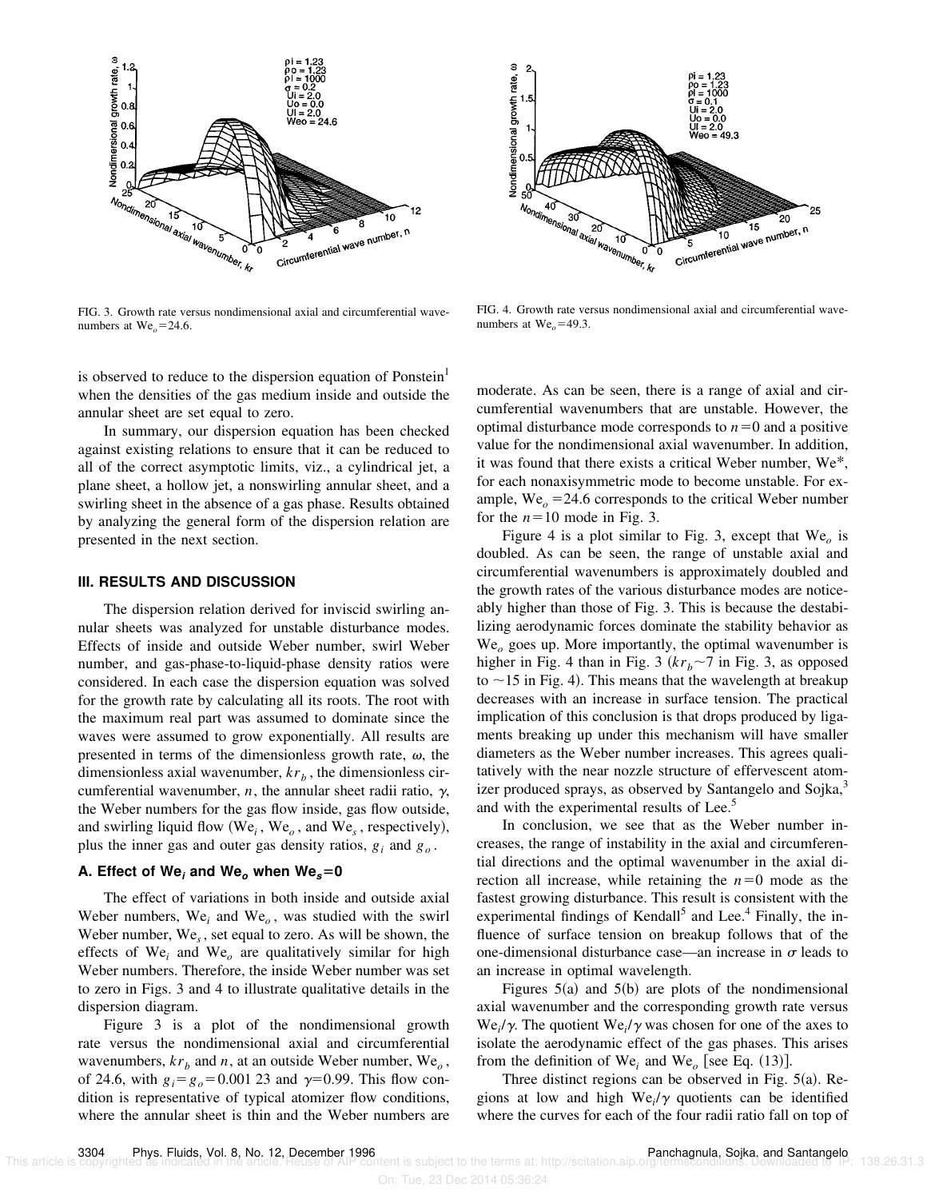FIG. 3. Growth rate versus nondimensional axial and circumferential wavenumbers at $\mathrm{We}_o = 24.6$.

FIG. 4. Growth rate versus nondimensional axial and circumferential wavenumbers at $\mathrm{We}_o = 49.3$.

is observed to reduce to the dispersion equation of Ponstein[1] when the densities of the gas medium inside and outside the annular sheet are set equal to zero.

In summary, our dispersion equation has been checked against existing relations to ensure that it can be reduced to all of the correct asymptotic limits, viz., a cylindrical jet, a plane sheet, a hollow jet, a nonswirling annular sheet, and a swirling sheet in the absence of a gas phase. Results obtained by analyzing the general form of the dispersion relation are presented in the next section.

## III. RESULTS AND DISCUSSION

The dispersion relation derived for inviscid swirling annular sheets was analyzed for unstable disturbance modes. Effects of inside and outside Weber number, swirl Weber number, and gas-phase-to-liquid-phase density ratios were considered. In each case the dispersion equation was solved for the growth rate by calculating all its roots. The root with the maximum real part was assumed to dominate since the waves were assumed to grow exponentially. All results are presented in terms of the dimensionless growth rate, $\omega$, the dimensionless axial wavenumber, $kr_b$, the dimensionless circumferential wavenumber, $n$, the annular sheet radii ratio, $\gamma$, the Weber numbers for the gas flow inside, gas flow outside, and swirling liquid flow ($\mathrm{We}_i$, $\mathrm{We}_o$, and $\mathrm{We}_s$, respectively), plus the inner gas and outer gas density ratios, $g_i$ and $g_o$.

### A. Effect of $\mathrm{We}_i$ and $\mathrm{We}_o$ when $\mathrm{We}_s = 0$

The effect of variations in both inside and outside axial Weber numbers, $\mathrm{We}_i$ and $\mathrm{We}_o$, was studied with the swirl Weber number, $\mathrm{We}_s$, set equal to zero. As will be shown, the effects of $\mathrm{We}_i$ and $\mathrm{We}_o$ are qualitatively similar for high Weber numbers. Therefore, the inside Weber number was set to zero in Figs. 3 and 4 to illustrate qualitative details in the dispersion diagram.

Figure 3 is a plot of the nondimensional growth rate versus the nondimensional axial and circumferential wavenumbers, $kr_b$ and $n$, at an outside Weber number, $\mathrm{We}_o$, of 24.6, with $g_i = g_o = 0.001\,23$ and $\gamma = 0.99$. This flow condition is representative of typical atomizer flow conditions, where the annular sheet is thin and the Weber numbers are moderate. As can be seen, there is a range of axial and circumferential wavenumbers that are unstable. However, the optimal disturbance mode corresponds to $n = 0$ and a positive value for the nondimensional axial wavenumber. In addition, it was found that there exists a critical Weber number, $\mathrm{We}^*$, for each nonaxisymmetric mode to become unstable. For example, $\mathrm{We}_o = 24.6$ corresponds to the critical Weber number for the $n = 10$ mode in Fig. 3.

Figure 4 is a plot similar to Fig. 3, except that $\mathrm{We}_o$ is doubled. As can be seen, the range of unstable axial and circumferential wavenumbers is approximately doubled and the growth rates of the various disturbance modes are noticeably higher than those of Fig. 3. This is because the destabilizing aerodynamic forces dominate the stability behavior as $\mathrm{We}_o$ goes up. More importantly, the optimal wavenumber is higher in Fig. 4 than in Fig. 3 ($kr_b \sim 7$ in Fig. 3, as opposed to $\sim 15$ in Fig. 4). This means that the wavelength at breakup decreases with an increase in surface tension. The practical implication of this conclusion is that drops produced by ligaments breaking up under this mechanism will have smaller diameters as the Weber number increases. This agrees qualitatively with the near nozzle structure of effervescent atomizer produced sprays, as observed by Santangelo and Sojka,[3] and with the experimental results of Lee.[5]

In conclusion, we see that as the Weber number increases, the range of instability in the axial and circumferential directions and the optimal wavenumber in the axial direction all increase, while retaining the $n = 0$ mode as the fastest growing disturbance. This result is consistent with the experimental findings of Kendall[5] and Lee.[4] Finally, the influence of surface tension on breakup follows that of the one-dimensional disturbance case—an increase in $\sigma$ leads to an increase in optimal wavelength.

Figures 5(a) and 5(b) are plots of the nondimensional axial wavenumber and the corresponding growth rate versus $\mathrm{We}_i/\gamma$. The quotient $\mathrm{We}_i/\gamma$ was chosen for one of the axes to isolate the aerodynamic effect of the gas phases. This arises from the definition of $\mathrm{We}_i$ and $\mathrm{We}_o$ [see Eq. (13)].

Three distinct regions can be observed in Fig. 5(a). Regions at low and high $\mathrm{We}_i/\gamma$ quotients can be identified where the curves for each of the four radii ratio fall on top of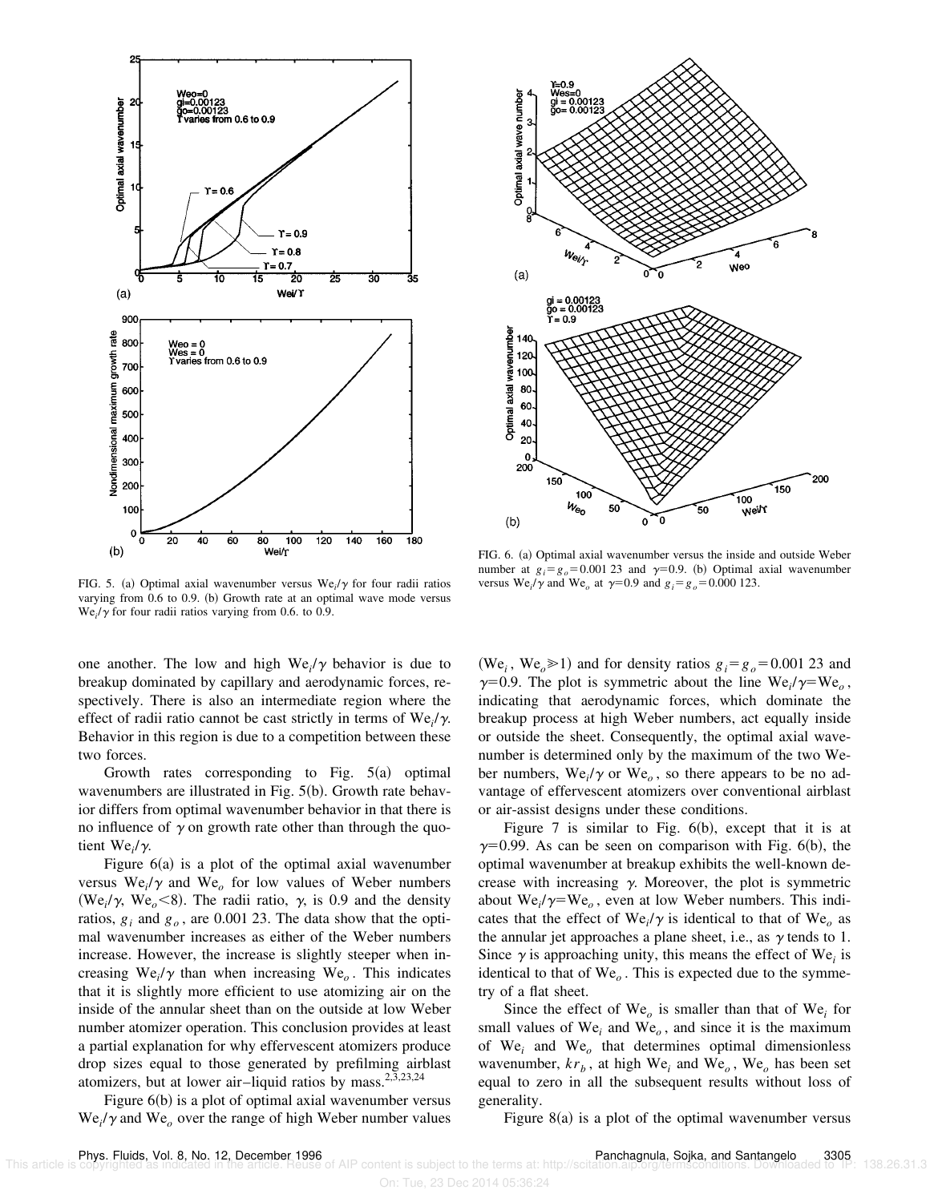FIG. 5. (a) Optimal axial wavenumber versus $\mathrm{We}_i/\gamma$ for four radii ratios varying from 0.6 to 0.9. (b) Growth rate at an optimal wave mode versus $\mathrm{We}_i/\gamma$ for four radii ratios varying from 0.6. to 0.9.

FIG. 6. (a) Optimal axial wavenumber versus the inside and outside Weber number at $g_i = g_o = 0.001\,23$ and $\gamma = 0.9$. (b) Optimal axial wavenumber versus $\mathrm{We}_i/\gamma$ and $\mathrm{We}_o$ at $\gamma = 0.9$ and $g_i = g_o = 0.000\,123$.

one another. The low and high $\mathrm{We}_i/\gamma$ behavior is due to breakup dominated by capillary and aerodynamic forces, respectively. There is also an intermediate region where the effect of radii ratio cannot be cast strictly in terms of $\mathrm{We}_i/\gamma$. Behavior in this region is due to a competition between these two forces.

Growth rates corresponding to Fig. 5(a) optimal wavenumbers are illustrated in Fig. 5(b). Growth rate behavior differs from optimal wavenumber behavior in that there is no influence of $\gamma$ on growth rate other than through the quotient $\mathrm{We}_i/\gamma$.

Figure 6(a) is a plot of the optimal axial wavenumber versus $\mathrm{We}_i/\gamma$ and $\mathrm{We}_o$ for low values of Weber numbers ($\mathrm{We}_i/\gamma$, $\mathrm{We}_o < 8$). The radii ratio, $\gamma$, is 0.9 and the density ratios, $g_i$ and $g_o$, are 0.001 23. The data show that the optimal wavenumber increases as either of the Weber numbers increase. However, the increase is slightly steeper when increasing $\mathrm{We}_i/\gamma$ than when increasing $\mathrm{We}_o$. This indicates that it is slightly more efficient to use atomizing air on the inside of the annular sheet than on the outside at low Weber number atomizer operation. This conclusion provides at least a partial explanation for why effervescent atomizers produce drop sizes equal to those generated by prefilming airblast atomizers, but at lower air–liquid ratios by mass.[2,3,23,24]

Figure 6(b) is a plot of optimal axial wavenumber versus $\mathrm{We}_i/\gamma$ and $\mathrm{We}_o$ over the range of high Weber number values ($\mathrm{We}_i$, $\mathrm{We}_o \gg 1$) and for density ratios $g_i = g_o = 0.001\,23$ and $\gamma = 0.9$. The plot is symmetric about the line $\mathrm{We}_i/\gamma = \mathrm{We}_o$, indicating that aerodynamic forces, which dominate the breakup process at high Weber numbers, act equally inside or outside the sheet. Consequently, the optimal axial wavenumber is determined only by the maximum of the two Weber numbers, $\mathrm{We}_i/\gamma$ or $\mathrm{We}_o$, so there appears to be no advantage of effervescent atomizers over conventional airblast or air-assist designs under these conditions.

Figure 7 is similar to Fig. 6(b), except that it is at $\gamma = 0.99$. As can be seen on comparison with Fig. 6(b), the optimal wavenumber at breakup exhibits the well-known decrease with increasing $\gamma$. Moreover, the plot is symmetric about $\mathrm{We}_i/\gamma = \mathrm{We}_o$, even at low Weber numbers. This indicates that the effect of $\mathrm{We}_i/\gamma$ is identical to that of $\mathrm{We}_o$ as the annular jet approaches a plane sheet, i.e., as $\gamma$ tends to 1. Since $\gamma$ is approaching unity, this means the effect of $\mathrm{We}_i$ is identical to that of $\mathrm{We}_o$. This is expected due to the symmetry of a flat sheet.

Since the effect of $\mathrm{We}_o$ is smaller than that of $\mathrm{We}_i$ for small values of $\mathrm{We}_i$ and $\mathrm{We}_o$, and since it is the maximum of $\mathrm{We}_i$ and $\mathrm{We}_o$ that determines optimal dimensionless wavenumber, $kr_b$, at high $\mathrm{We}_i$ and $\mathrm{We}_o$, $\mathrm{We}_o$ has been set equal to zero in all the subsequent results without loss of generality.

Figure 8(a) is a plot of the optimal wavenumber versus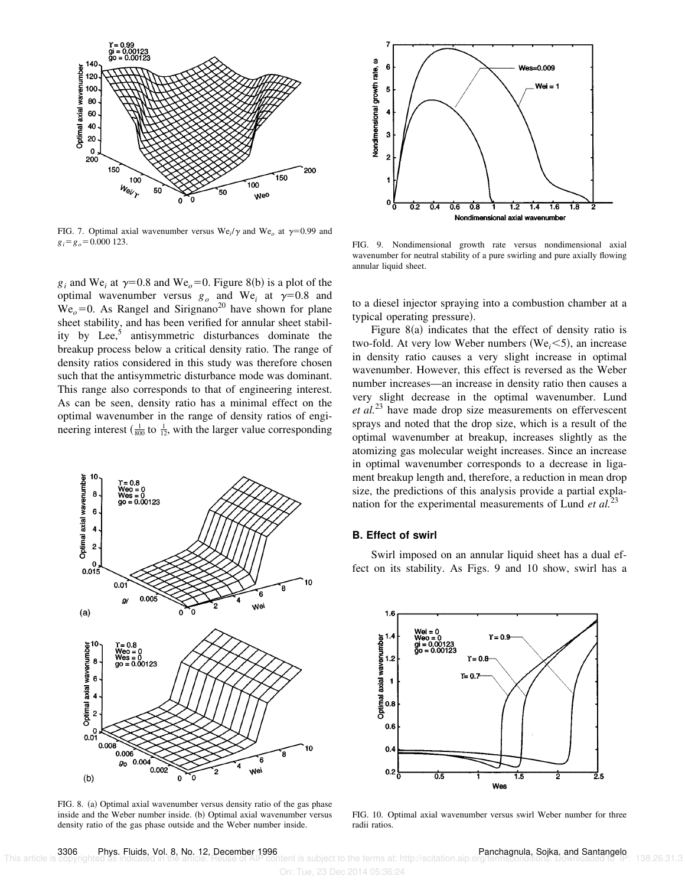FIG. 7. Optimal axial wavenumber versus $We_i/\gamma$ and $We_o$ at $\gamma=0.99$ and $g_i=g_o=0.000\,123$.

FIG. 9. Nondimensional growth rate versus nondimensional axial wavenumber for neutral stability of a pure swirling and pure axially flowing annular liquid sheet.

$g_i$ and $We_i$ at $\gamma=0.8$ and $We_o=0$. Figure 8(b) is a plot of the optimal wavenumber versus $g_o$ and $We_i$ at $\gamma=0.8$ and $We_o=0$. As Rangel and Sirignano[20] have shown for plane sheet stability, and has been verified for annular sheet stability by Lee,[5] antisymmetric disturbances dominate the breakup process below a critical density ratio. The range of density ratios considered in this study was therefore chosen such that the antisymmetric disturbance mode was dominant. This range also corresponds to that of engineering interest. As can be seen, density ratio has a minimal effect on the optimal wavenumber in the range of density ratios of engineering interest ($\frac{1}{800}$ to $\frac{1}{12}$, with the larger value corresponding to a diesel injector spraying into a combustion chamber at a typical operating pressure).

Figure 8(a) indicates that the effect of density ratio is two-fold. At very low Weber numbers ($We_i<5$), an increase in density ratio causes a very slight increase in optimal wavenumber. However, this effect is reversed as the Weber number increases—an increase in density ratio then causes a very slight decrease in the optimal wavenumber. Lund *et al.*[23] have made drop size measurements on effervescent sprays and noted that the drop size, which is a result of the optimal wavenumber at breakup, increases slightly as the atomizing gas molecular weight increases. Since an increase in optimal wavenumber corresponds to a decrease in ligament breakup length and, therefore, a reduction in mean drop size, the predictions of this analysis provide a partial explanation for the experimental measurements of Lund *et al.*[23]

### B. Effect of swirl

Swirl imposed on an annular liquid sheet has a dual effect on its stability. As Figs. 9 and 10 show, swirl has a

FIG. 8. (a) Optimal axial wavenumber versus density ratio of the gas phase inside and the Weber number inside. (b) Optimal axial wavenumber versus density ratio of the gas phase outside and the Weber number inside.

FIG. 10. Optimal axial wavenumber versus swirl Weber number for three radii ratios.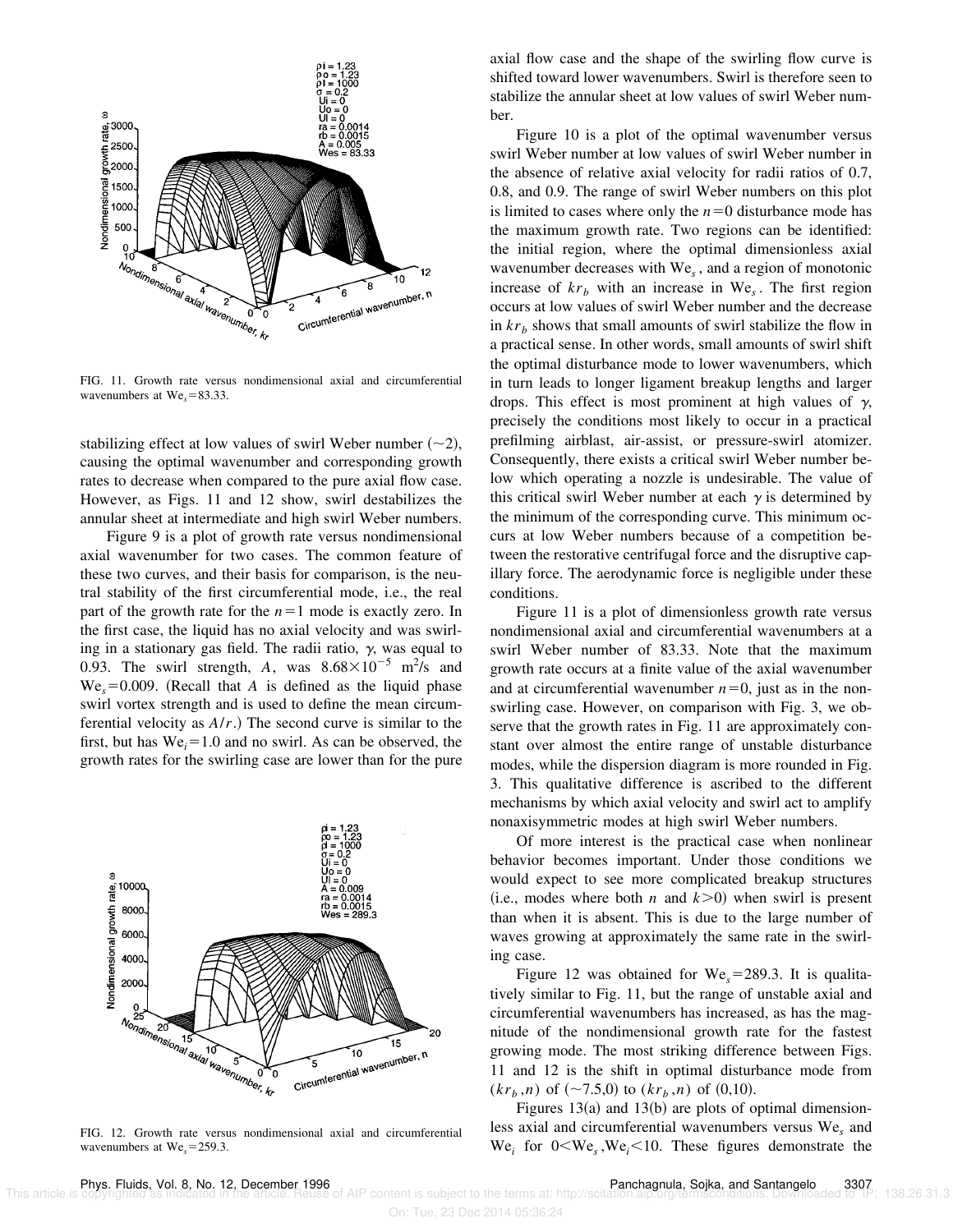FIG. 11. Growth rate versus nondimensional axial and circumferential wavenumbers at $\mathrm{We}_s = 83.33$.

stabilizing effect at low values of swirl Weber number ($\sim 2$), causing the optimal wavenumber and corresponding growth rates to decrease when compared to the pure axial flow case. However, as Figs. 11 and 12 show, swirl destabilizes the annular sheet at intermediate and high swirl Weber numbers.

Figure 9 is a plot of growth rate versus nondimensional axial wavenumber for two cases. The common feature of these two curves, and their basis for comparison, is the neutral stability of the first circumferential mode, i.e., the real part of the growth rate for the $n=1$ mode is exactly zero. In the first case, the liquid has no axial velocity and was swirling in a stationary gas field. The radii ratio, $\gamma$, was equal to 0.93. The swirl strength, $A$, was $8.68 \times 10^{-5}$ m$^2$/s and $\mathrm{We}_s = 0.009$. (Recall that $A$ is defined as the liquid phase swirl vortex strength and is used to define the mean circumferential velocity as $A/r$.) The second curve is similar to the first, but has $\mathrm{We}_i = 1.0$ and no swirl. As can be observed, the growth rates for the swirling case are lower than for the pure axial flow case and the shape of the swirling flow curve is shifted toward lower wavenumbers. Swirl is therefore seen to stabilize the annular sheet at low values of swirl Weber number.

Figure 10 is a plot of the optimal wavenumber versus swirl Weber number at low values of swirl Weber number in the absence of relative axial velocity for radii ratios of 0.7, 0.8, and 0.9. The range of swirl Weber numbers on this plot is limited to cases where only the $n=0$ disturbance mode has the maximum growth rate. Two regions can be identified: the initial region, where the optimal dimensionless axial wavenumber decreases with $\mathrm{We}_s$, and a region of monotonic increase of $kr_b$ with an increase in $\mathrm{We}_s$. The first region occurs at low values of swirl Weber number and the decrease in $kr_b$ shows that small amounts of swirl stabilize the flow in a practical sense. In other words, small amounts of swirl shift the optimal disturbance mode to lower wavenumbers, which in turn leads to longer ligament breakup lengths and larger drops. This effect is most prominent at high values of $\gamma$, precisely the conditions most likely to occur in a practical prefilming airblast, air-assist, or pressure-swirl atomizer. Consequently, there exists a critical swirl Weber number below which operating a nozzle is undesirable. The value of this critical swirl Weber number at each $\gamma$ is determined by the minimum of the corresponding curve. This minimum occurs at low Weber numbers because of a competition between the restorative centrifugal force and the disruptive capillary force. The aerodynamic force is negligible under these conditions.

Figure 11 is a plot of dimensionless growth rate versus nondimensional axial and circumferential wavenumbers at a swirl Weber number of 83.33. Note that the maximum growth rate occurs at a finite value of the axial wavenumber and at circumferential wavenumber $n=0$, just as in the nonswirling case. However, on comparison with Fig. 3, we observe that the growth rates in Fig. 11 are approximately constant over almost the entire range of unstable disturbance modes, while the dispersion diagram is more rounded in Fig. 3. This qualitative difference is ascribed to the different mechanisms by which axial velocity and swirl act to amplify nonaxisymmetric modes at high swirl Weber numbers.

Of more interest is the practical case when nonlinear behavior becomes important. Under those conditions we would expect to see more complicated breakup structures (i.e., modes where both $n$ and $k>0$) when swirl is present than when it is absent. This is due to the large number of waves growing at approximately the same rate in the swirling case.

FIG. 12. Growth rate versus nondimensional axial and circumferential wavenumbers at $\mathrm{We}_s = 259.3$.

Figure 12 was obtained for $\mathrm{We}_s = 289.3$. It is qualitatively similar to Fig. 11, but the range of unstable axial and circumferential wavenumbers has increased, as has the magnitude of the nondimensional growth rate for the fastest growing mode. The most striking difference between Figs. 11 and 12 is the shift in optimal disturbance mode from $(kr_b, n)$ of $(\sim 7.5, 0)$ to $(kr_b, n)$ of $(0, 10)$.

Figures 13(a) and 13(b) are plots of optimal dimensionless axial and circumferential wavenumbers versus $\mathrm{We}_s$ and $\mathrm{We}_i$ for $0 < \mathrm{We}_s, \mathrm{We}_i < 10$. These figures demonstrate the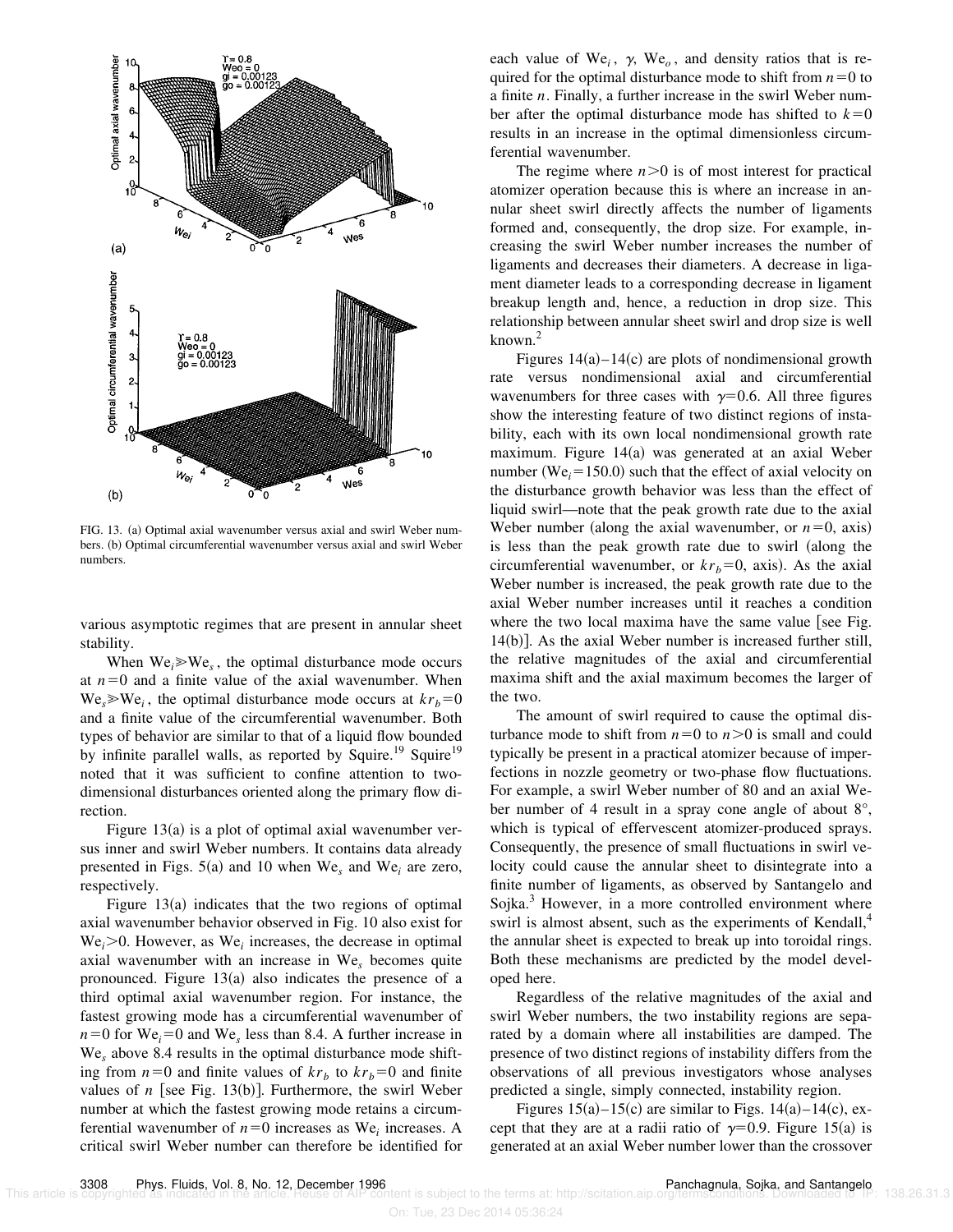FIG. 13. (a) Optimal axial wavenumber versus axial and swirl Weber numbers. (b) Optimal circumferential wavenumber versus axial and swirl Weber numbers.

various asymptotic regimes that are present in annular sheet stability.

When $\mathrm{We}_i \gg \mathrm{We}_s$, the optimal disturbance mode occurs at $n=0$ and a finite value of the axial wavenumber. When $\mathrm{We}_s \gg \mathrm{We}_i$, the optimal disturbance mode occurs at $kr_b=0$ and a finite value of the circumferential wavenumber. Both types of behavior are similar to that of a liquid flow bounded by infinite parallel walls, as reported by Squire.[19] Squire[19] noted that it was sufficient to confine attention to two-dimensional disturbances oriented along the primary flow direction.

Figure 13(a) is a plot of optimal axial wavenumber versus inner and swirl Weber numbers. It contains data already presented in Figs. 5(a) and 10 when $\mathrm{We}_s$ and $\mathrm{We}_i$ are zero, respectively.

Figure 13(a) indicates that the two regions of optimal axial wavenumber behavior observed in Fig. 10 also exist for $\mathrm{We}_i>0$. However, as $\mathrm{We}_i$ increases, the decrease in optimal axial wavenumber with an increase in $\mathrm{We}_s$ becomes quite pronounced. Figure 13(a) also indicates the presence of a third optimal axial wavenumber region. For instance, the fastest growing mode has a circumferential wavenumber of $n=0$ for $\mathrm{We}_i=0$ and $\mathrm{We}_s$ less than 8.4. A further increase in $\mathrm{We}_s$ above 8.4 results in the optimal disturbance mode shifting from $n=0$ and finite values of $kr_b$ to $kr_b=0$ and finite values of $n$ [see Fig. 13(b)]. Furthermore, the swirl Weber number at which the fastest growing mode retains a circumferential wavenumber of $n=0$ increases as $\mathrm{We}_i$ increases. A critical swirl Weber number can therefore be identified for each value of $\mathrm{We}_i$, $\gamma$, $\mathrm{We}_o$, and density ratios that is required for the optimal disturbance mode to shift from $n=0$ to a finite $n$. Finally, a further increase in the swirl Weber number after the optimal disturbance mode has shifted to $k=0$ results in an increase in the optimal dimensionless circumferential wavenumber.

The regime where $n>0$ is of most interest for practical atomizer operation because this is where an increase in annular sheet swirl directly affects the number of ligaments formed and, consequently, the drop size. For example, increasing the swirl Weber number increases the number of ligaments and decreases their diameters. A decrease in ligament diameter leads to a corresponding decrease in ligament breakup length and, hence, a reduction in drop size. This relationship between annular sheet swirl and drop size is well known.[2]

Figures 14(a)–14(c) are plots of nondimensional growth rate versus nondimensional axial and circumferential wavenumbers for three cases with $\gamma=0.6$. All three figures show the interesting feature of two distinct regions of instability, each with its own local nondimensional growth rate maximum. Figure 14(a) was generated at an axial Weber number ($\mathrm{We}_i=150.0$) such that the effect of axial velocity on the disturbance growth behavior was less than the effect of liquid swirl—note that the peak growth rate due to the axial Weber number (along the axial wavenumber, or $n=0$, axis) is less than the peak growth rate due to swirl (along the circumferential wavenumber, or $kr_b=0$, axis). As the axial Weber number is increased, the peak growth rate due to the axial Weber number increases until it reaches a condition where the two local maxima have the same value [see Fig. 14(b)]. As the axial Weber number is increased further still, the relative magnitudes of the axial and circumferential maxima shift and the axial maximum becomes the larger of the two.

The amount of swirl required to cause the optimal disturbance mode to shift from $n=0$ to $n>0$ is small and could typically be present in a practical atomizer because of imperfections in nozzle geometry or two-phase flow fluctuations. For example, a swirl Weber number of 80 and an axial Weber number of 4 result in a spray cone angle of about 8°, which is typical of effervescent atomizer-produced sprays. Consequently, the presence of small fluctuations in swirl velocity could cause the annular sheet to disintegrate into a finite number of ligaments, as observed by Santangelo and Sojka.[3] However, in a more controlled environment where swirl is almost absent, such as the experiments of Kendall,[4] the annular sheet is expected to break up into toroidal rings. Both these mechanisms are predicted by the model developed here.

Regardless of the relative magnitudes of the axial and swirl Weber numbers, the two instability regions are separated by a domain where all instabilities are damped. The presence of two distinct regions of instability differs from the observations of all previous investigators whose analyses predicted a single, simply connected, instability region.

Figures 15(a)–15(c) are similar to Figs. 14(a)–14(c), except that they are at a radii ratio of $\gamma=0.9$. Figure 15(a) is generated at an axial Weber number lower than the crossover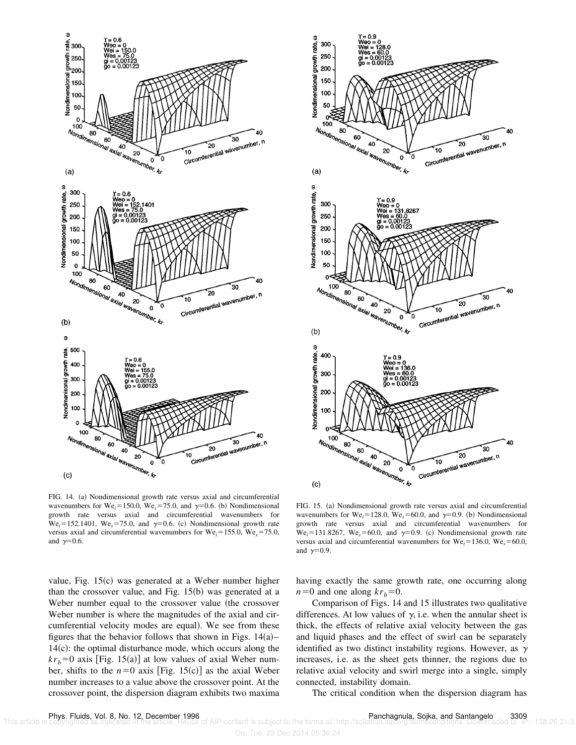FIG. 14. (a) Nondimensional growth rate versus axial and circumferential wavenumbers for $\mathrm{We}_i=150.0$, $\mathrm{We}_s=75.0$, and $\gamma=0.6$. (b) Nondimensional growth rate versus axial and circumferential wavenumbers for $\mathrm{We}_i=152.1401$, $\mathrm{We}_s=75.0$, and $\gamma=0.6$. (c) Nondimensional growth rate versus axial and circumferential wavenumbers for $\mathrm{We}_i=155.0$, $\mathrm{We}_s=75.0$, and $\gamma=0.6$.

FIG. 15. (a) Nondimensional growth rate versus axial and circumferential wavenumbers for $\mathrm{We}_i=128.0$, $\mathrm{We}_s=60.0$, and $\gamma=0.9$. (b) Nondimensional growth rate versus axial and circumferential wavenumbers for $\mathrm{We}_i=131.8267$, $\mathrm{We}_s=60.0$, and $\gamma=0.9$. (c) Nondimensional growth rate versus axial and circumferential wavenumbers for $\mathrm{We}_i=136.0$, $\mathrm{We}_s=60.0$, and $\gamma=0.9$.

value, Fig. 15(c) was generated at a Weber number higher than the crossover value, and Fig. 15(b) was generated at a Weber number equal to the crossover value (the crossover Weber number is where the magnitudes of the axial and circumferential velocity modes are equal). We see from these figures that the behavior follows that shown in Figs. 14(a)–14(c): the optimal disturbance mode, which occurs along the $kr_b=0$ axis [Fig. 15(a)] at low values of axial Weber number, shifts to the $n=0$ axis [Fig. 15(c)] as the axial Weber number increases to a value above the crossover point. At the crossover point, the dispersion diagram exhibits two maxima having exactly the same growth rate, one occurring along $n=0$ and one along $kr_b=0$.

Comparison of Figs. 14 and 15 illustrates two qualitative differences. At low values of $\gamma$, i.e. when the annular sheet is thick, the effects of relative axial velocity between the gas and liquid phases and the effect of swirl can be separately identified as two distinct instability regions. However, as $\gamma$ increases, i.e. as the sheet gets thinner, the regions due to relative axial velocity and swirl merge into a single, simply connected, instability domain.

The critical condition when the dispersion diagram has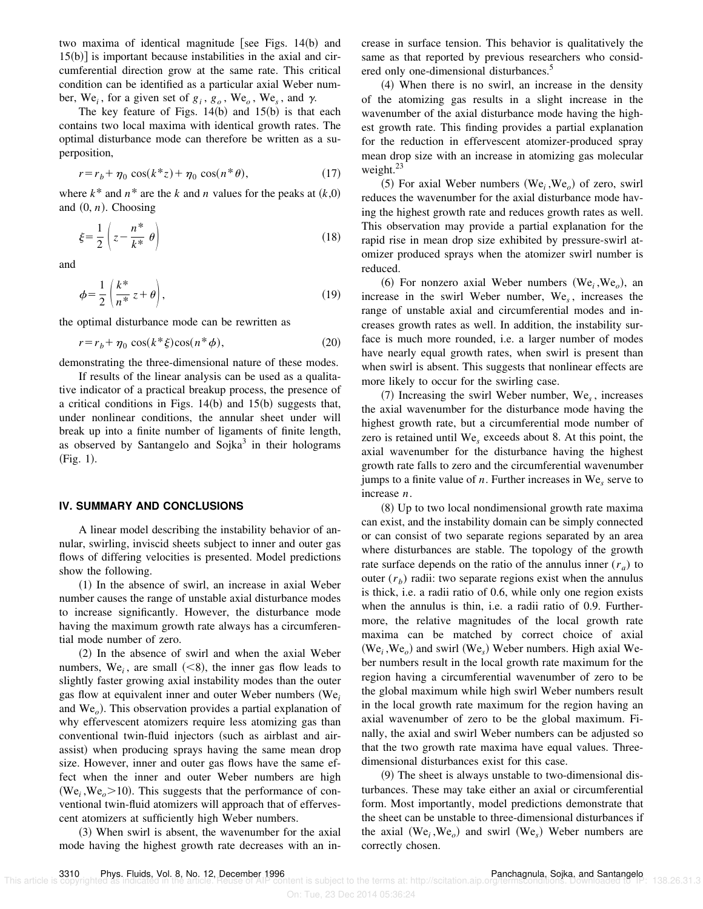two maxima of identical magnitude [see Figs. 14(b) and 15(b)] is important because instabilities in the axial and circumferential direction grow at the same rate. This critical condition can be identified as a particular axial Weber number, $\mathrm{We}_i$, for a given set of $g_i$, $g_o$, $\mathrm{We}_o$, $\mathrm{We}_s$, and $\gamma$.

The key feature of Figs. 14(b) and 15(b) is that each contains two local maxima with identical growth rates. The optimal disturbance mode can therefore be written as a superposition,

$$r = r_b + \eta_0 \cos(k^* z) + \eta_0 \cos(n^* \theta), \tag{17}$$

where $k^*$ and $n^*$ are the $k$ and $n$ values for the peaks at $(k,0)$ and $(0, n)$. Choosing

$$\xi = \frac{1}{2}\left(z - \frac{n^*}{k^*}\,\theta\right) \tag{18}$$

and

$$\phi = \frac{1}{2}\left(\frac{k^*}{n^*}\,z + \theta\right), \tag{19}$$

the optimal disturbance mode can be rewritten as

$$r = r_b + \eta_0 \cos(k^* \xi)\cos(n^* \phi), \tag{20}$$

demonstrating the three-dimensional nature of these modes.

If results of the linear analysis can be used as a qualitative indicator of a practical breakup process, the presence of a critical conditions in Figs. 14(b) and 15(b) suggests that, under nonlinear conditions, the annular sheet under will break up into a finite number of ligaments of finite length, as observed by Santangelo and Sojka[3] in their holograms (Fig. 1).

## IV. SUMMARY AND CONCLUSIONS

A linear model describing the instability behavior of annular, swirling, inviscid sheets subject to inner and outer gas flows of differing velocities is presented. Model predictions show the following.

(1) In the absence of swirl, an increase in axial Weber number causes the range of unstable axial disturbance modes to increase significantly. However, the disturbance mode having the maximum growth rate always has a circumferential mode number of zero.

(2) In the absence of swirl and when the axial Weber numbers, $\mathrm{We}_i$, are small ($<8$), the inner gas flow leads to slightly faster growing axial instability modes than the outer gas flow at equivalent inner and outer Weber numbers ($\mathrm{We}_i$ and $\mathrm{We}_o$). This observation provides a partial explanation of why effervescent atomizers require less atomizing gas than conventional twin-fluid injectors (such as airblast and air-assist) when producing sprays having the same mean drop size. However, inner and outer gas flows have the same effect when the inner and outer Weber numbers are high ($\mathrm{We}_i, \mathrm{We}_o > 10$). This suggests that the performance of conventional twin-fluid atomizers will approach that of effervescent atomizers at sufficiently high Weber numbers.

(3) When swirl is absent, the wavenumber for the axial mode having the highest growth rate decreases with an increase in surface tension. This behavior is qualitatively the same as that reported by previous researchers who considered only one-dimensional disturbances.[5]

(4) When there is no swirl, an increase in the density of the atomizing gas results in a slight increase in the wavenumber of the axial disturbance mode having the highest growth rate. This finding provides a partial explanation for the reduction in effervescent atomizer-produced spray mean drop size with an increase in atomizing gas molecular weight.[23]

(5) For axial Weber numbers ($\mathrm{We}_i, \mathrm{We}_o$) of zero, swirl reduces the wavenumber for the axial disturbance mode having the highest growth rate and reduces growth rates as well. This observation may provide a partial explanation for the rapid rise in mean drop size exhibited by pressure-swirl atomizer produced sprays when the atomizer swirl number is reduced.

(6) For nonzero axial Weber numbers ($\mathrm{We}_i, \mathrm{We}_o$), an increase in the swirl Weber number, $\mathrm{We}_s$, increases the range of unstable axial and circumferential modes and increases growth rates as well. In addition, the instability surface is much more rounded, i.e. a larger number of modes have nearly equal growth rates, when swirl is present than when swirl is absent. This suggests that nonlinear effects are more likely to occur for the swirling case.

(7) Increasing the swirl Weber number, $\mathrm{We}_s$, increases the axial wavenumber for the disturbance mode having the highest growth rate, but a circumferential mode number of zero is retained until $\mathrm{We}_s$ exceeds about 8. At this point, the axial wavenumber for the disturbance having the highest growth rate falls to zero and the circumferential wavenumber jumps to a finite value of $n$. Further increases in $\mathrm{We}_s$ serve to increase $n$.

(8) Up to two local nondimensional growth rate maxima can exist, and the instability domain can be simply connected or can consist of two separate regions separated by an area where disturbances are stable. The topology of the growth rate surface depends on the ratio of the annulus inner ($r_a$) to outer ($r_b$) radii: two separate regions exist when the annulus is thick, i.e. a radii ratio of 0.6, while only one region exists when the annulus is thin, i.e. a radii ratio of 0.9. Furthermore, the relative magnitudes of the local growth rate maxima can be matched by correct choice of axial ($\mathrm{We}_i, \mathrm{We}_o$) and swirl ($\mathrm{We}_s$) Weber numbers. High axial Weber numbers result in the local growth rate maximum for the region having a circumferential wavenumber of zero to be the global maximum while high swirl Weber numbers result in the local growth rate maximum for the region having an axial wavenumber of zero to be the global maximum. Finally, the axial and swirl Weber numbers can be adjusted so that the two growth rate maxima have equal values. Three-dimensional disturbances exist for this case.

(9) The sheet is always unstable to two-dimensional disturbances. These may take either an axial or circumferential form. Most importantly, model predictions demonstrate that the sheet can be unstable to three-dimensional disturbances if the axial ($\mathrm{We}_i, \mathrm{We}_o$) and swirl ($\mathrm{We}_s$) Weber numbers are correctly chosen.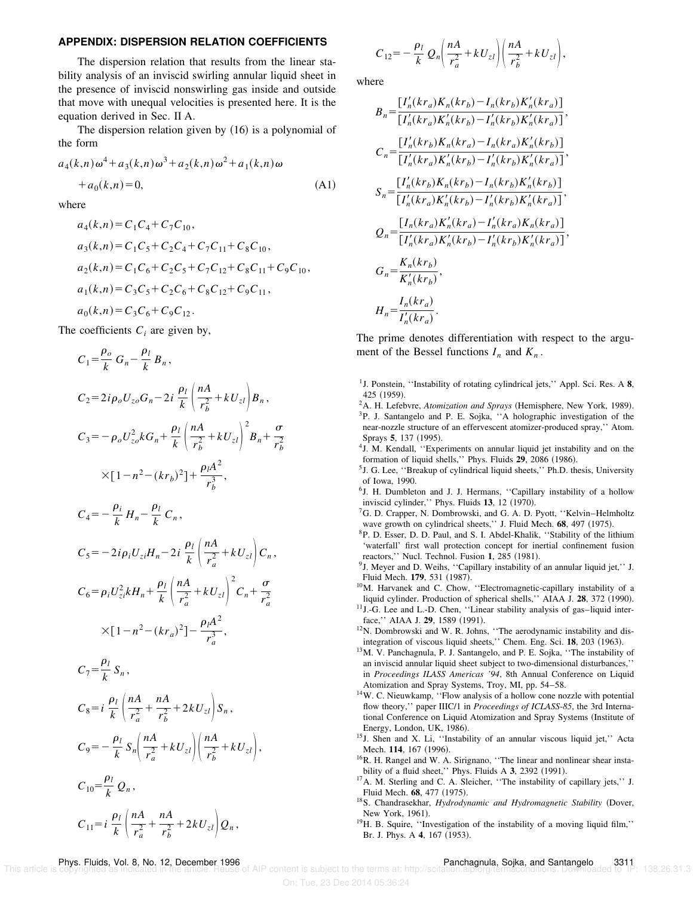## APPENDIX: DISPERSION RELATION COEFFICIENTS

The dispersion relation that results from the linear stability analysis of an inviscid swirling annular liquid sheet in the presence of inviscid nonswirling gas inside and outside that move with unequal velocities is presented here. It is the equation derived in Sec. II A.

The dispersion relation given by (16) is a polynomial of the form

$$a_4(k,n)\omega^4 + a_3(k,n)\omega^3 + a_2(k,n)\omega^2 + a_1(k,n)\omega + a_0(k,n) = 0, \tag{A1}$$

where

$$a_4(k,n) = C_1C_4 + C_7C_{10},$$

$$a_3(k,n) = C_1C_5 + C_2C_4 + C_7C_{11} + C_8C_{10},$$

$$a_2(k,n) = C_1C_6 + C_2C_5 + C_7C_{12} + C_8C_{11} + C_9C_{10},$$

$$a_1(k,n) = C_3C_5 + C_2C_6 + C_8C_{12} + C_9C_{11},$$

$$a_0(k,n) = C_3C_6 + C_9C_{12}.$$

The coefficients $C_i$ are given by,

$$C_1 = \frac{\rho_o}{k} G_n - \frac{\rho_l}{k} B_n,$$

$$C_2 = 2i\rho_o U_{zo} G_n - 2i \frac{\rho_l}{k}\left(\frac{nA}{r_b^2} + kU_{zl}\right) B_n,$$

$$C_3 = -\rho_o U_{zo}^2 k G_n + \frac{\rho_l}{k}\left(\frac{nA}{r_b^2} + kU_{zl}\right)^2 B_n + \frac{\sigma}{r_b^2} \times [1 - n^2 - (kr_b)^2] + \frac{\rho_l A^2}{r_b^3},$$

$$C_4 = -\frac{\rho_i}{k} H_n - \frac{\rho_l}{k} C_n,$$

$$C_5 = -2i\rho_i U_{zi} H_n - 2i \frac{\rho_l}{k}\left(\frac{nA}{r_a^2} + kU_{zl}\right) C_n,$$

$$C_6 = \rho_i U_{zi}^2 k H_n + \frac{\rho_l}{k}\left(\frac{nA}{r_a^2} + kU_{zl}\right)^2 C_n + \frac{\sigma}{r_a^2} \times [1 - n^2 - (kr_a)^2] - \frac{\rho_l A^2}{r_a^3},$$

$$C_7 = \frac{\rho_l}{k} S_n,$$

$$C_8 = i \frac{\rho_l}{k}\left(\frac{nA}{r_a^2} + \frac{nA}{r_b^2} + 2kU_{zl}\right) S_n,$$

$$C_9 = -\frac{\rho_l}{k} S_n \left(\frac{nA}{r_a^2} + kU_{zl}\right)\left(\frac{nA}{r_b^2} + kU_{zl}\right),$$

$$C_{10} = \frac{\rho_l}{k} Q_n,$$

$$C_{11} = i \frac{\rho_l}{k}\left(\frac{nA}{r_a^2} + \frac{nA}{r_b^2} + 2kU_{zl}\right) Q_n,$$

$$C_{12} = -\frac{\rho_l}{k} Q_n \left(\frac{nA}{r_a^2} + kU_{zl}\right)\left(\frac{nA}{r_b^2} + kU_{zl}\right),$$

where

$$B_n = \frac{[I_n'(kr_a)K_n(kr_b) - I_n(kr_b)K_n'(kr_a)]}{[I_n'(kr_a)K_n'(kr_b) - I_n'(kr_b)K_n'(kr_a)]},$$

$$C_n = \frac{[I_n'(kr_b)K_n(kr_a) - I_n(kr_a)K_n'(kr_b)]}{[I_n'(kr_a)K_n'(kr_b) - I_n'(kr_b)K_n'(kr_a)]},$$

$$S_n = \frac{[I_n'(kr_b)K_n(kr_b) - I_n(kr_b)K_n'(kr_b)]}{[I_n'(kr_a)K_n'(kr_b) - I_n'(kr_b)K_n'(kr_a)]},$$

$$Q_n = \frac{[I_n(kr_a)K_n'(kr_a) - I_n'(kr_a)K_n(kr_a)]}{[I_n'(kr_a)K_n'(kr_b) - I_n'(kr_b)K_n'(kr_a)]},$$

$$G_n = \frac{K_n(kr_b)}{K_n'(kr_b)},$$

$$H_n = \frac{I_n(kr_a)}{I_n'(kr_a)}.$$

The prime denotes differentiation with respect to the argument of the Bessel functions $I_n$ and $K_n$.

[1] J. Ponstein, ''Instability of rotating cylindrical jets,'' Appl. Sci. Res. A **8**, 425 (1959).
[2] A. H. Lefebvre, *Atomization and Sprays* (Hemisphere, New York, 1989).
[3] P. J. Santangelo and P. E. Sojka, ''A holographic investigation of the near-nozzle structure of an effervescent atomizer-produced spray,'' Atom. Sprays **5**, 137 (1995).
[4] J. M. Kendall, ''Experiments on annular liquid jet instability and on the formation of liquid shells,'' Phys. Fluids **29**, 2086 (1986).
[5] J. G. Lee, ''Breakup of cylindrical liquid sheets,'' Ph.D. thesis, University of Iowa, 1990.
[6] J. H. Dumbleton and J. J. Hermans, ''Capillary instability of a hollow inviscid cylinder,'' Phys. Fluids **13**, 12 (1970).
[7] G. D. Crapper, N. Dombrowski, and G. A. D. Pyott, ''Kelvin–Helmholtz wave growth on cylindrical sheets,'' J. Fluid Mech. **68**, 497 (1975).
[8] P. D. Esser, D. D. Paul, and S. I. Abdel-Khalik, ''Stability of the lithium 'waterfall' first wall protection concept for inertial confinement fusion reactors,'' Nucl. Technol. Fusion **1**, 285 (1981).
[9] J. Meyer and D. Weihs, ''Capillary instability of an annular liquid jet,'' J. Fluid Mech. **179**, 531 (1987).
[10] M. Harvanek and C. Chow, ''Electromagnetic-capillary instability of a liquid cylinder. Production of spherical shells,'' AIAA J. **28**, 372 (1990).
[11] J.-G. Lee and L.-D. Chen, ''Linear stability analysis of gas–liquid interface,'' AIAA J. **29**, 1589 (1991).
[12] N. Dombrowski and W. R. Johns, ''The aerodynamic instability and disintegration of viscous liquid sheets,'' Chem. Eng. Sci. **18**, 203 (1963).
[13] M. V. Panchagnula, P. J. Santangelo, and P. E. Sojka, ''The instability of an inviscid annular liquid sheet subject to two-dimensional disturbances,'' in *Proceedings ILASS Americas '94*, 8th Annual Conference on Liquid Atomization and Spray Systems, Troy, MI, pp. 54–58.
[14] W. C. Nieuwkamp, ''Flow analysis of a hollow cone nozzle with potential flow theory,'' paper IIIC/1 in *Proceedings of ICLASS-85*, the 3rd International Conference on Liquid Atomization and Spray Systems (Institute of Energy, London, UK, 1986).
[15] J. Shen and X. Li, ''Instability of an annular viscous liquid jet,'' Acta Mech. **114**, 167 (1996).
[16] R. H. Rangel and W. A. Sirignano, ''The linear and nonlinear shear instability of a fluid sheet,'' Phys. Fluids A **3**, 2392 (1991).
[17] A. M. Sterling and C. A. Sleicher, ''The instability of capillary jets,'' J. Fluid Mech. **68**, 477 (1975).
[18] S. Chandrasekhar, *Hydrodynamic and Hydromagnetic Stability* (Dover, New York, 1961).
[19] H. B. Squire, ''Investigation of the instability of a moving liquid film,'' Br. J. Phys. A **4**, 167 (1953).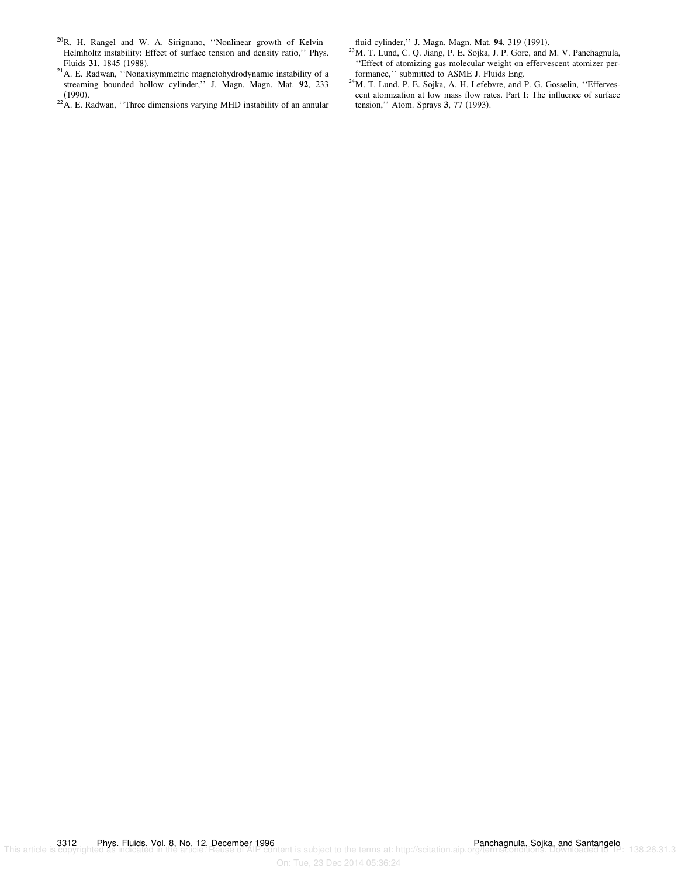[20] R. H. Rangel and W. A. Sirignano, ''Nonlinear growth of Kelvin–Helmholtz instability: Effect of surface tension and density ratio,'' Phys. Fluids **31**, 1845 (1988).

[21] A. E. Radwan, ''Nonaxisymmetric magnetohydrodynamic instability of a streaming bounded hollow cylinder,'' J. Magn. Magn. Mat. **92**, 233 (1990).

[22] A. E. Radwan, ''Three dimensions varying MHD instability of an annular fluid cylinder,'' J. Magn. Magn. Mat. **94**, 319 (1991).

[23] M. T. Lund, C. Q. Jiang, P. E. Sojka, J. P. Gore, and M. V. Panchagnula, ''Effect of atomizing gas molecular weight on effervescent atomizer performance,'' submitted to ASME J. Fluids Eng.

[24] M. T. Lund, P. E. Sojka, A. H. Lefebvre, and P. G. Gosselin, ''Effervescent atomization at low mass flow rates. Part I: The influence of surface tension,'' Atom. Sprays **3**, 77 (1993).